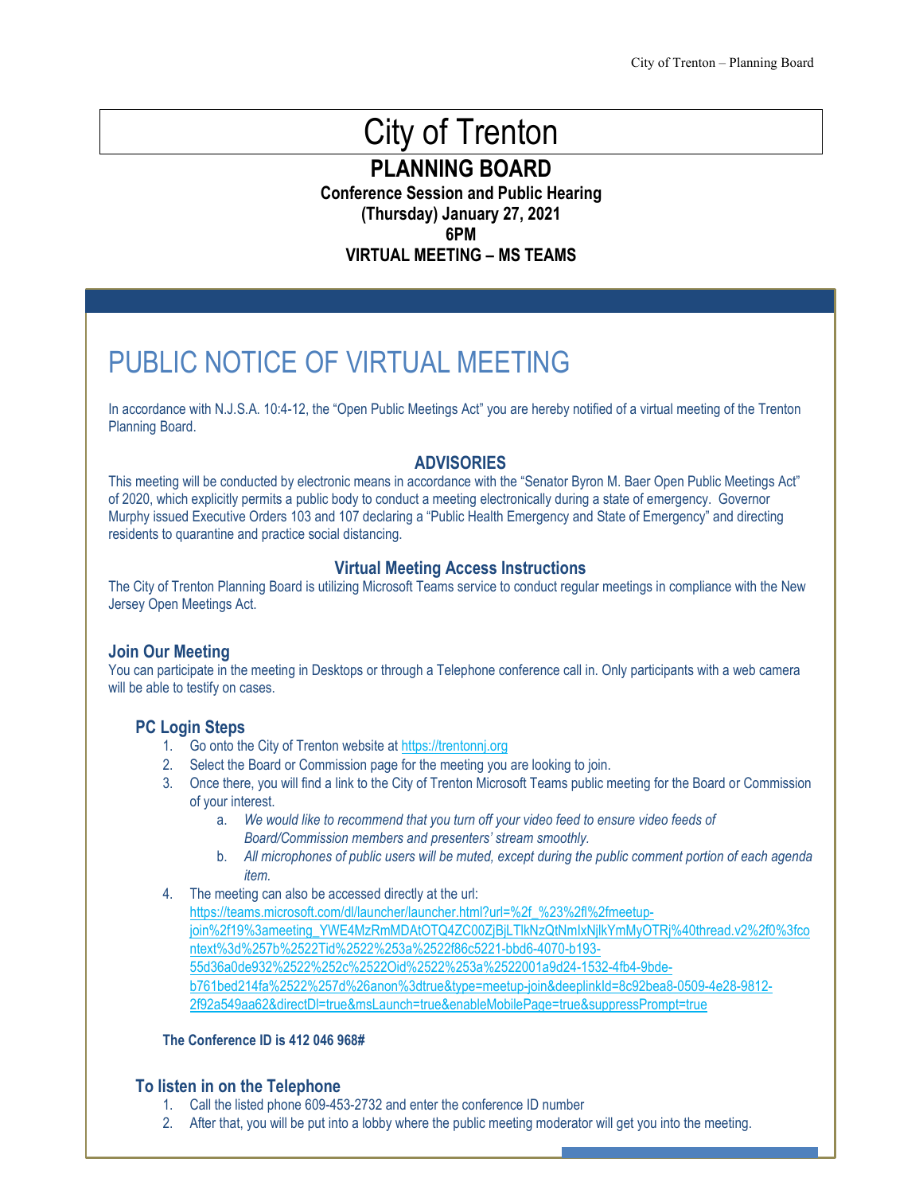// City of Trenton

## PLANNING BOARD

**Conference Session and Public Hearing**
**(Thursday) January 27, 2021**
**6PM**
**VIRTUAL MEETING – MS TEAMS**

## PUBLIC NOTICE OF VIRTUAL MEETING

In accordance with N.J.S.A. 10:4-12, the "Open Public Meetings Act" you are hereby notified of a virtual meeting of the Trenton Planning Board.

### ADVISORIES

This meeting will be conducted by electronic means in accordance with the "Senator Byron M. Baer Open Public Meetings Act" of 2020, which explicitly permits a public body to conduct a meeting electronically during a state of emergency. Governor Murphy issued Executive Orders 103 and 107 declaring a "Public Health Emergency and State of Emergency" and directing residents to quarantine and practice social distancing.

### Virtual Meeting Access Instructions

The City of Trenton Planning Board is utilizing Microsoft Teams service to conduct regular meetings in compliance with the New Jersey Open Meetings Act.

### Join Our Meeting

You can participate in the meeting in Desktops or through a Telephone conference call in. Only participants with a web camera will be able to testify on cases.

### PC Login Steps

1. Go onto the City of Trenton website at https://trentonnj.org
2. Select the Board or Commission page for the meeting you are looking to join.
3. Once there, you will find a link to the City of Trenton Microsoft Teams public meeting for the Board or Commission of your interest.
   a. *We would like to recommend that you turn off your video feed to ensure video feeds of Board/Commission members and presenters' stream smoothly.*
   b. *All microphones of public users will be muted, except during the public comment portion of each agenda item.*
4. The meeting can also be accessed directly at the url: https://teams.microsoft.com/dl/launcher/launcher.html?url=%2f_%23%2fl%2fmeetup-join%2f19%3ameeting_YWE4MzRmMDAtOTQ4ZC00ZjBjLTlkNzQtNmIxNjlkYmMyOTRj%40thread.v2%2f0%3fcontext%3d%257b%2522Tid%2522%253a%2522f86c5221-bbd6-4070-b193-55d36a0de932%2522%252c%2522Oid%2522%253a%2522001a9d24-1532-4fb4-9bde-b761bed214fa%2522%257d%26anon%3dtrue&type=meetup-join&deeplinkId=8c92bea8-0509-4e28-9812-2f92a549aa62&directDl=true&msLaunch=true&enableMobilePage=true&suppressPrompt=true

**The Conference ID is 412 046 968#**

### To listen in on the Telephone

1. Call the listed phone 609-453-2732 and enter the conference ID number
2. After that, you will be put into a lobby where the public meeting moderator will get you into the meeting.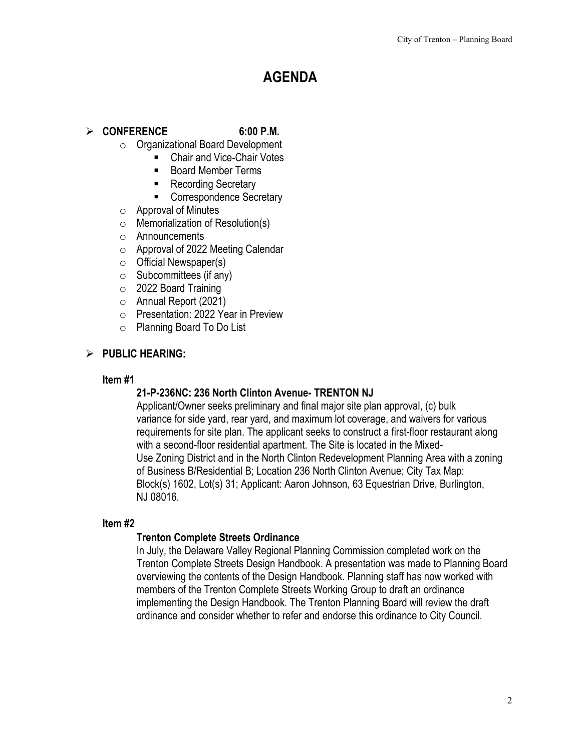# AGENDA

- **CONFERENCE 6:00 P.M.**
  - Organizational Board Development
    - Chair and Vice-Chair Votes
    - Board Member Terms
    - Recording Secretary
    - Correspondence Secretary
  - Approval of Minutes
  - Memorialization of Resolution(s)
  - Announcements
  - Approval of 2022 Meeting Calendar
  - Official Newspaper(s)
  - Subcommittees (if any)
  - 2022 Board Training
  - Annual Report (2021)
  - Presentation: 2022 Year in Preview
  - Planning Board To Do List

- **PUBLIC HEARING:**

**Item #1**

**21-P-236NC: 236 North Clinton Avenue- TRENTON NJ**

Applicant/Owner seeks preliminary and final major site plan approval, (c) bulk variance for side yard, rear yard, and maximum lot coverage, and waivers for various requirements for site plan. The applicant seeks to construct a first-floor restaurant along with a second-floor residential apartment. The Site is located in the Mixed-Use Zoning District and in the North Clinton Redevelopment Planning Area with a zoning of Business B/Residential B; Location 236 North Clinton Avenue; City Tax Map: Block(s) 1602, Lot(s) 31; Applicant: Aaron Johnson, 63 Equestrian Drive, Burlington, NJ 08016.

**Item #2**

**Trenton Complete Streets Ordinance**

In July, the Delaware Valley Regional Planning Commission completed work on the Trenton Complete Streets Design Handbook. A presentation was made to Planning Board overviewing the contents of the Design Handbook. Planning staff has now worked with members of the Trenton Complete Streets Working Group to draft an ordinance implementing the Design Handbook. The Trenton Planning Board will review the draft ordinance and consider whether to refer and endorse this ordinance to City Council.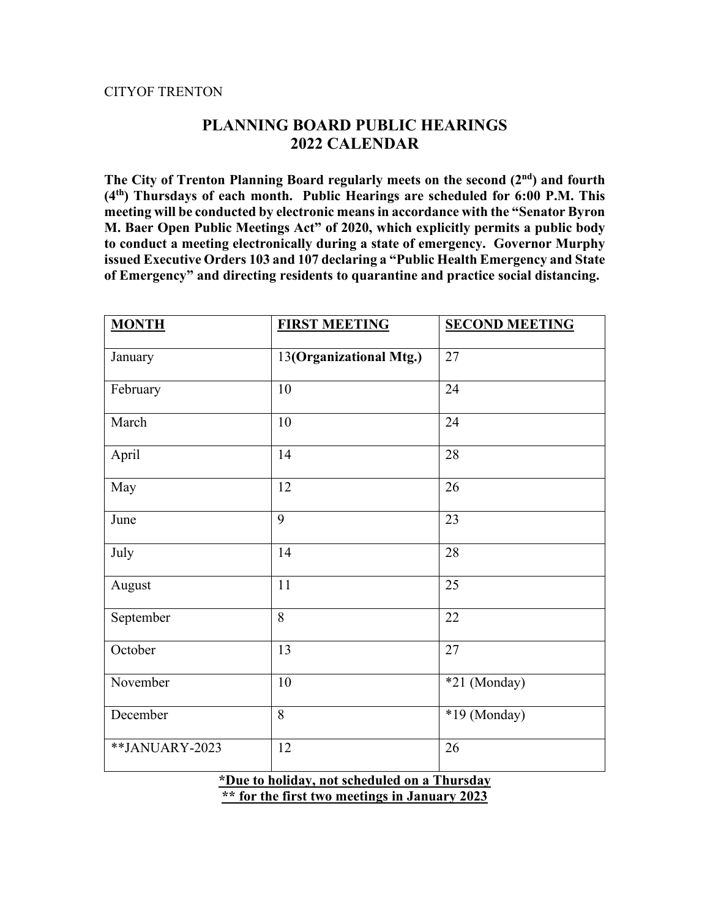CITYOF TRENTON

# PLANNING BOARD PUBLIC HEARINGS
# 2022 CALENDAR

**The City of Trenton Planning Board regularly meets on the second (2nd) and fourth (4th) Thursdays of each month. Public Hearings are scheduled for 6:00 P.M. This meeting will be conducted by electronic means in accordance with the "Senator Byron M. Baer Open Public Meetings Act" of 2020, which explicitly permits a public body to conduct a meeting electronically during a state of emergency. Governor Murphy issued Executive Orders 103 and 107 declaring a "Public Health Emergency and State of Emergency" and directing residents to quarantine and practice social distancing.**

| **MONTH** | **FIRST MEETING** | **SECOND MEETING** |
|---|---|---|
| January | 13**(Organizational Mtg.)** | 27 |
| February | 10 | 24 |
| March | 10 | 24 |
| April | 14 | 28 |
| May | 12 | 26 |
| June | 9 | 23 |
| July | 14 | 28 |
| August | 11 | 25 |
| September | 8 | 22 |
| October | 13 | 27 |
| November | 10 | *21 (Monday) |
| December | 8 | *19 (Monday) |
| **JANUARY-2023 | 12 | 26 |

***Due to holiday, not scheduled on a Thursday**
**** for the first two meetings in January 2023**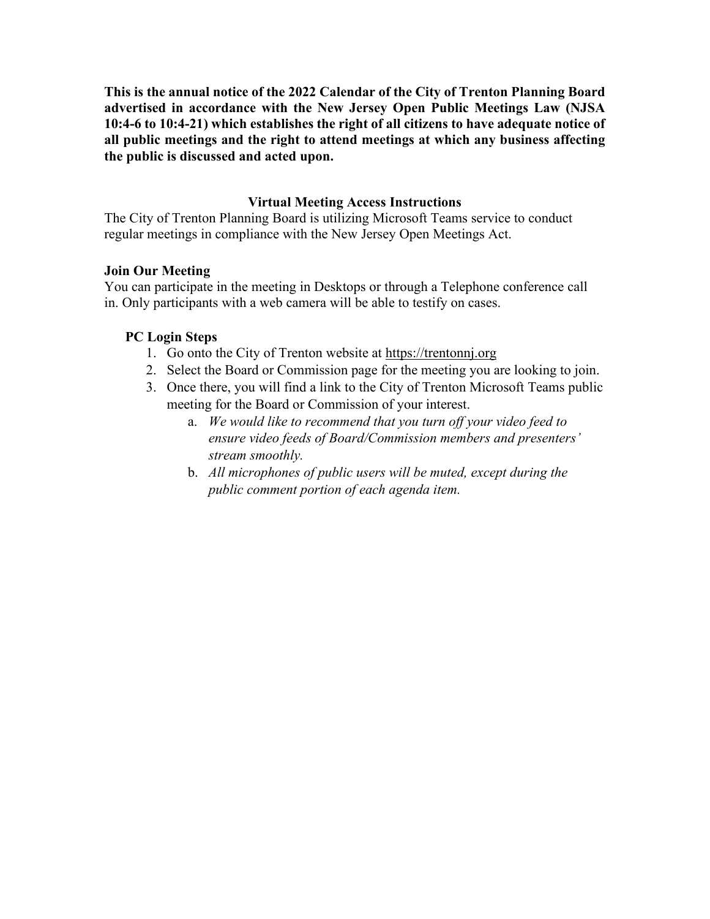**This is the annual notice of the 2022 Calendar of the City of Trenton Planning Board advertised in accordance with the New Jersey Open Public Meetings Law (NJSA 10:4-6 to 10:4-21) which establishes the right of all citizens to have adequate notice of all public meetings and the right to attend meetings at which any business affecting the public is discussed and acted upon.**

## Virtual Meeting Access Instructions

The City of Trenton Planning Board is utilizing Microsoft Teams service to conduct regular meetings in compliance with the New Jersey Open Meetings Act.

### Join Our Meeting

You can participate in the meeting in Desktops or through a Telephone conference call in. Only participants with a web camera will be able to testify on cases.

#### PC Login Steps

1. Go onto the City of Trenton website at https://trentonnj.org
2. Select the Board or Commission page for the meeting you are looking to join.
3. Once there, you will find a link to the City of Trenton Microsoft Teams public meeting for the Board or Commission of your interest.
   a. *We would like to recommend that you turn off your video feed to ensure video feeds of Board/Commission members and presenters' stream smoothly.*
   b. *All microphones of public users will be muted, except during the public comment portion of each agenda item.*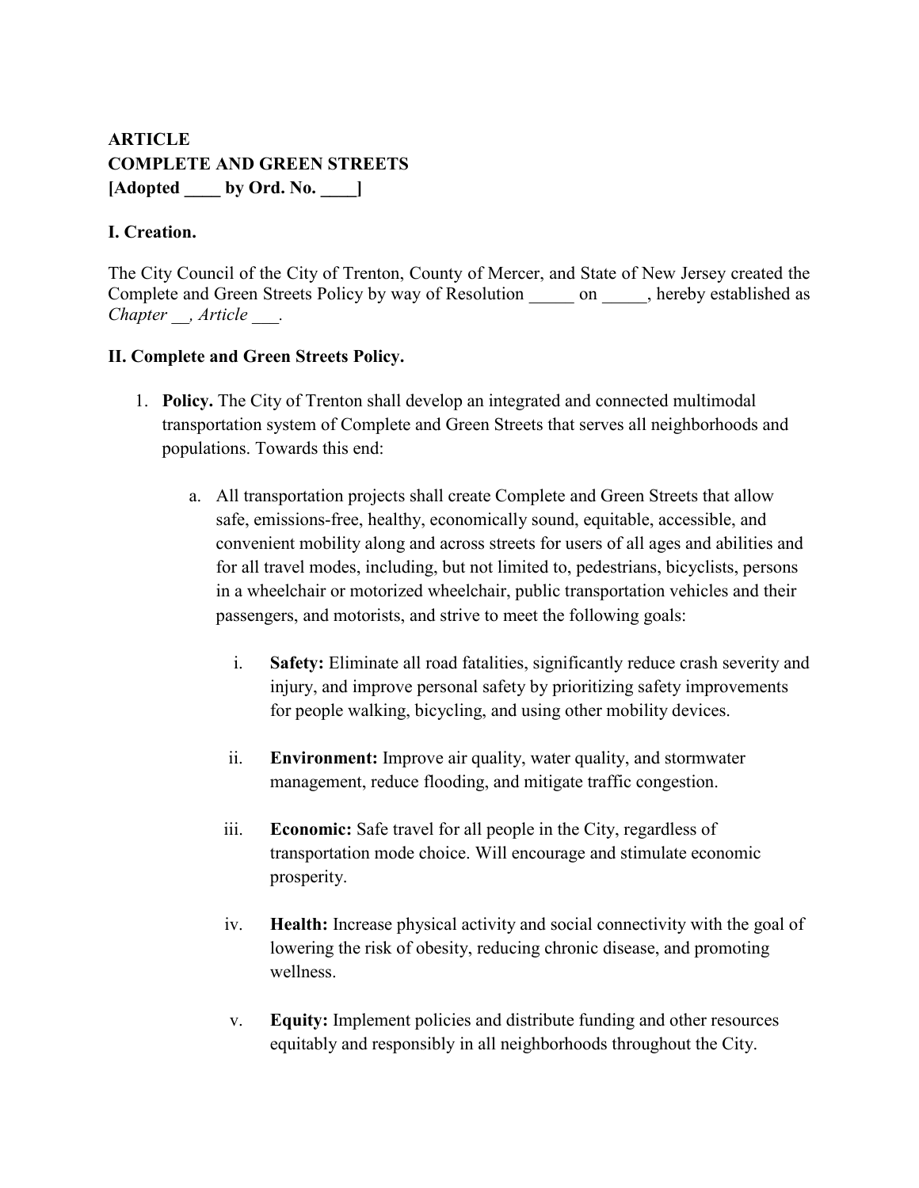**ARTICLE**
**COMPLETE AND GREEN STREETS**
**[Adopted ____ by Ord. No. ____]**

**I. Creation.**

The City Council of the City of Trenton, County of Mercer, and State of New Jersey created the Complete and Green Streets Policy by way of Resolution _____ on _____, hereby established as *Chapter __, Article ___*.

**II. Complete and Green Streets Policy.**

1. **Policy.** The City of Trenton shall develop an integrated and connected multimodal transportation system of Complete and Green Streets that serves all neighborhoods and populations. Towards this end:

   a. All transportation projects shall create Complete and Green Streets that allow safe, emissions-free, healthy, economically sound, equitable, accessible, and convenient mobility along and across streets for users of all ages and abilities and for all travel modes, including, but not limited to, pedestrians, bicyclists, persons in a wheelchair or motorized wheelchair, public transportation vehicles and their passengers, and motorists, and strive to meet the following goals:

      i. **Safety:** Eliminate all road fatalities, significantly reduce crash severity and injury, and improve personal safety by prioritizing safety improvements for people walking, bicycling, and using other mobility devices.

      ii. **Environment:** Improve air quality, water quality, and stormwater management, reduce flooding, and mitigate traffic congestion.

      iii. **Economic:** Safe travel for all people in the City, regardless of transportation mode choice. Will encourage and stimulate economic prosperity.

      iv. **Health:** Increase physical activity and social connectivity with the goal of lowering the risk of obesity, reducing chronic disease, and promoting wellness.

      v. **Equity:** Implement policies and distribute funding and other resources equitably and responsibly in all neighborhoods throughout the City.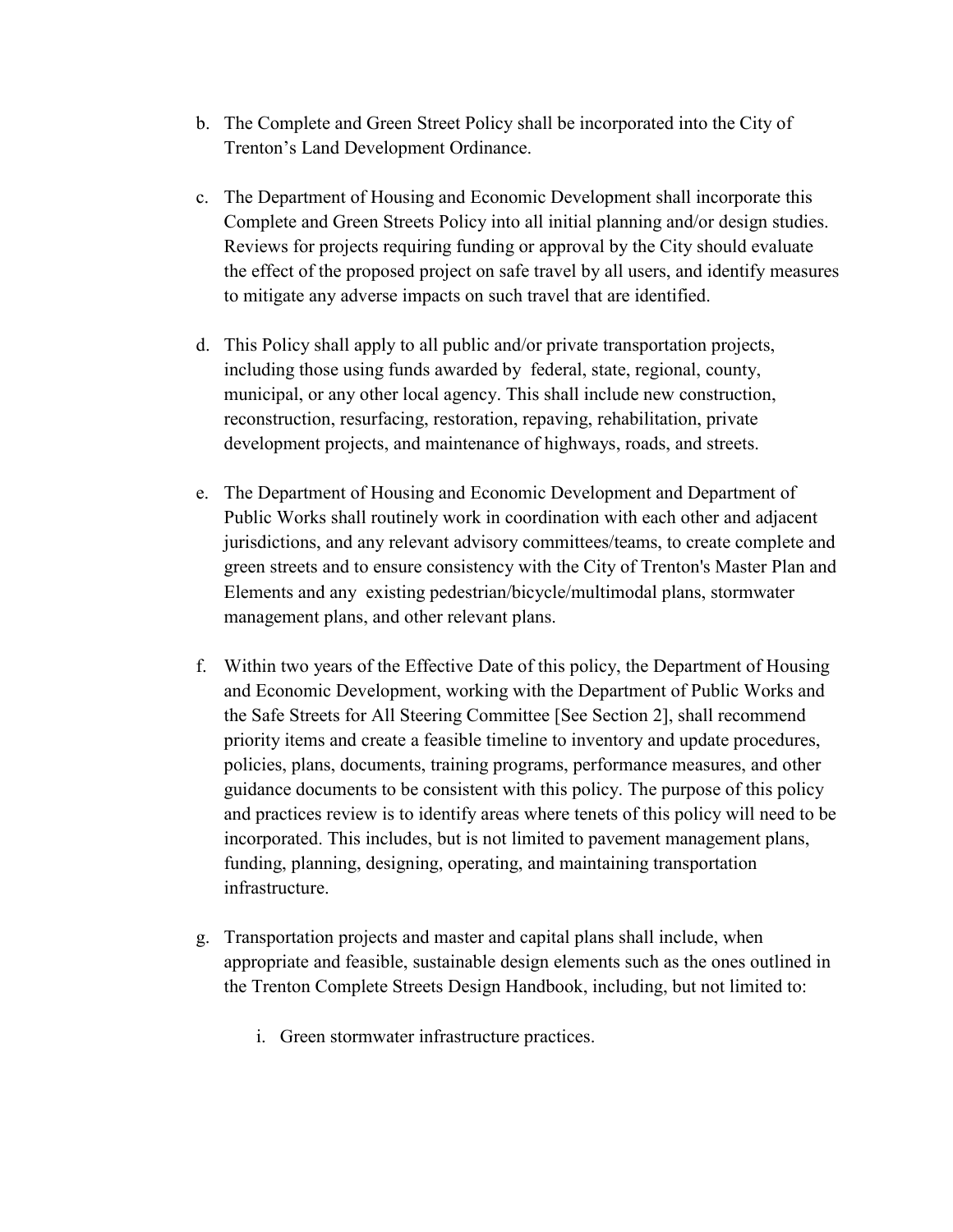b. The Complete and Green Street Policy shall be incorporated into the City of Trenton's Land Development Ordinance.

c. The Department of Housing and Economic Development shall incorporate this Complete and Green Streets Policy into all initial planning and/or design studies. Reviews for projects requiring funding or approval by the City should evaluate the effect of the proposed project on safe travel by all users, and identify measures to mitigate any adverse impacts on such travel that are identified.

d. This Policy shall apply to all public and/or private transportation projects, including those using funds awarded by federal, state, regional, county, municipal, or any other local agency. This shall include new construction, reconstruction, resurfacing, restoration, repaving, rehabilitation, private development projects, and maintenance of highways, roads, and streets.

e. The Department of Housing and Economic Development and Department of Public Works shall routinely work in coordination with each other and adjacent jurisdictions, and any relevant advisory committees/teams, to create complete and green streets and to ensure consistency with the City of Trenton's Master Plan and Elements and any existing pedestrian/bicycle/multimodal plans, stormwater management plans, and other relevant plans.

f. Within two years of the Effective Date of this policy, the Department of Housing and Economic Development, working with the Department of Public Works and the Safe Streets for All Steering Committee [See Section 2], shall recommend priority items and create a feasible timeline to inventory and update procedures, policies, plans, documents, training programs, performance measures, and other guidance documents to be consistent with this policy. The purpose of this policy and practices review is to identify areas where tenets of this policy will need to be incorporated. This includes, but is not limited to pavement management plans, funding, planning, designing, operating, and maintaining transportation infrastructure.

g. Transportation projects and master and capital plans shall include, when appropriate and feasible, sustainable design elements such as the ones outlined in the Trenton Complete Streets Design Handbook, including, but not limited to:

   i. Green stormwater infrastructure practices.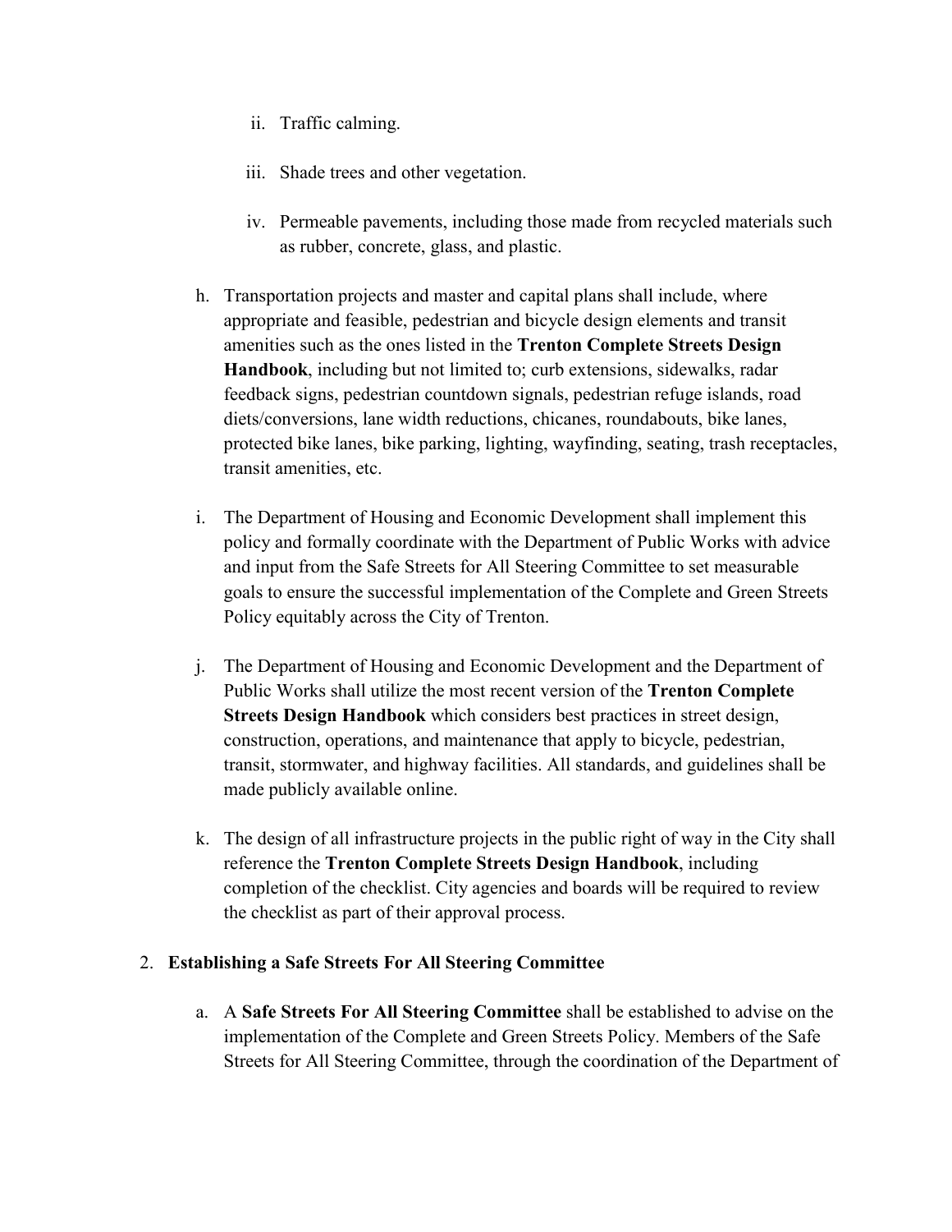ii. Traffic calming.

iii. Shade trees and other vegetation.

iv. Permeable pavements, including those made from recycled materials such as rubber, concrete, glass, and plastic.

h. Transportation projects and master and capital plans shall include, where appropriate and feasible, pedestrian and bicycle design elements and transit amenities such as the ones listed in the **Trenton Complete Streets Design Handbook**, including but not limited to; curb extensions, sidewalks, radar feedback signs, pedestrian countdown signals, pedestrian refuge islands, road diets/conversions, lane width reductions, chicanes, roundabouts, bike lanes, protected bike lanes, bike parking, lighting, wayfinding, seating, trash receptacles, transit amenities, etc.

i. The Department of Housing and Economic Development shall implement this policy and formally coordinate with the Department of Public Works with advice and input from the Safe Streets for All Steering Committee to set measurable goals to ensure the successful implementation of the Complete and Green Streets Policy equitably across the City of Trenton.

j. The Department of Housing and Economic Development and the Department of Public Works shall utilize the most recent version of the **Trenton Complete Streets Design Handbook** which considers best practices in street design, construction, operations, and maintenance that apply to bicycle, pedestrian, transit, stormwater, and highway facilities. All standards, and guidelines shall be made publicly available online.

k. The design of all infrastructure projects in the public right of way in the City shall reference the **Trenton Complete Streets Design Handbook**, including completion of the checklist. City agencies and boards will be required to review the checklist as part of their approval process.

2. **Establishing a Safe Streets For All Steering Committee**

a. A **Safe Streets For All Steering Committee** shall be established to advise on the implementation of the Complete and Green Streets Policy. Members of the Safe Streets for All Steering Committee, through the coordination of the Department of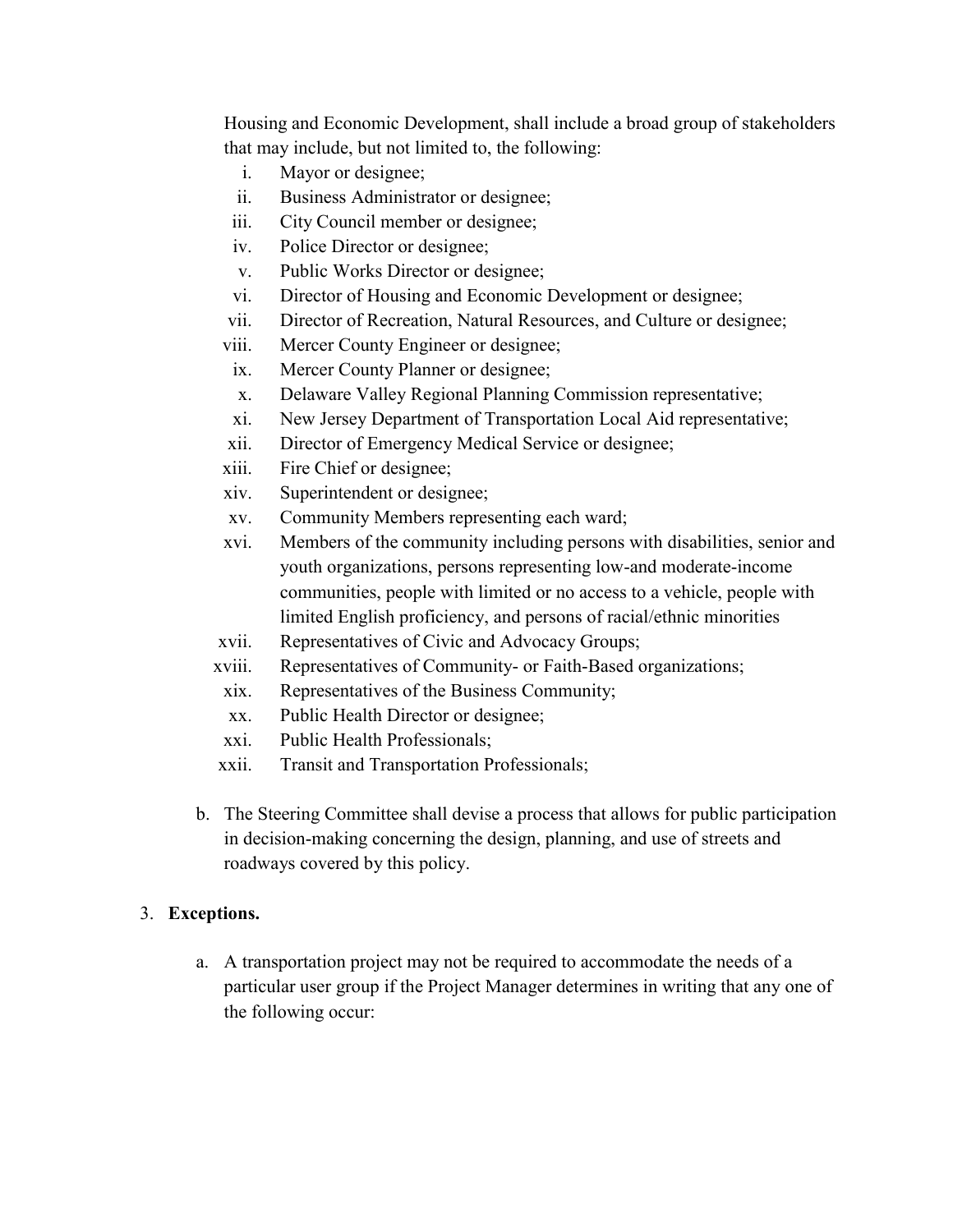Housing and Economic Development, shall include a broad group of stakeholders that may include, but not limited to, the following:

i. Mayor or designee;
ii. Business Administrator or designee;
iii. City Council member or designee;
iv. Police Director or designee;
v. Public Works Director or designee;
vi. Director of Housing and Economic Development or designee;
vii. Director of Recreation, Natural Resources, and Culture or designee;
viii. Mercer County Engineer or designee;
ix. Mercer County Planner or designee;
x. Delaware Valley Regional Planning Commission representative;
xi. New Jersey Department of Transportation Local Aid representative;
xii. Director of Emergency Medical Service or designee;
xiii. Fire Chief or designee;
xiv. Superintendent or designee;
xv. Community Members representing each ward;
xvi. Members of the community including persons with disabilities, senior and youth organizations, persons representing low-and moderate-income communities, people with limited or no access to a vehicle, people with limited English proficiency, and persons of racial/ethnic minorities
xvii. Representatives of Civic and Advocacy Groups;
xviii. Representatives of Community- or Faith-Based organizations;
xix. Representatives of the Business Community;
xx. Public Health Director or designee;
xxi. Public Health Professionals;
xxii. Transit and Transportation Professionals;

b. The Steering Committee shall devise a process that allows for public participation in decision-making concerning the design, planning, and use of streets and roadways covered by this policy.

3. **Exceptions.**

   a. A transportation project may not be required to accommodate the needs of a particular user group if the Project Manager determines in writing that any one of the following occur: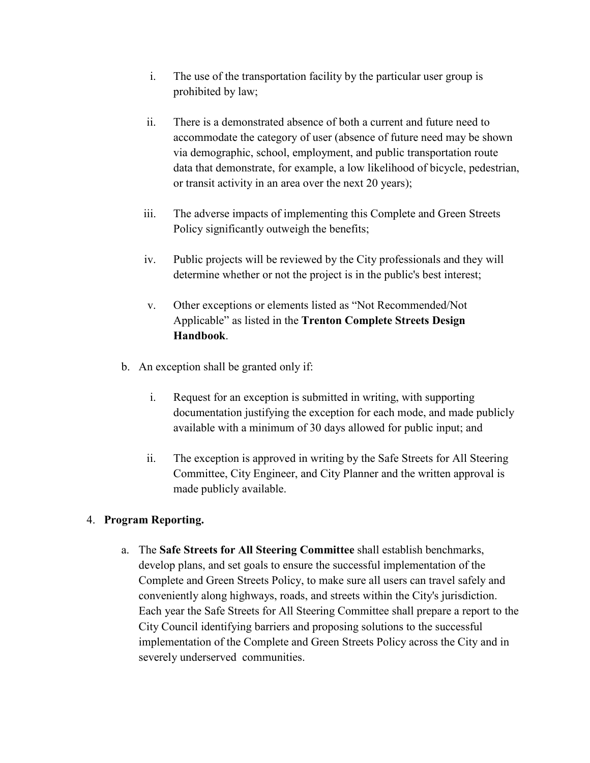i. The use of the transportation facility by the particular user group is prohibited by law;

   ii. There is a demonstrated absence of both a current and future need to accommodate the category of user (absence of future need may be shown via demographic, school, employment, and public transportation route data that demonstrate, for example, a low likelihood of bicycle, pedestrian, or transit activity in an area over the next 20 years);

   iii. The adverse impacts of implementing this Complete and Green Streets Policy significantly outweigh the benefits;

   iv. Public projects will be reviewed by the City professionals and they will determine whether or not the project is in the public's best interest;

   v. Other exceptions or elements listed as "Not Recommended/Not Applicable" as listed in the **Trenton Complete Streets Design Handbook**.

b. An exception shall be granted only if:

   i. Request for an exception is submitted in writing, with supporting documentation justifying the exception for each mode, and made publicly available with a minimum of 30 days allowed for public input; and

   ii. The exception is approved in writing by the Safe Streets for All Steering Committee, City Engineer, and City Planner and the written approval is made publicly available.

4. **Program Reporting.**

   a. The **Safe Streets for All Steering Committee** shall establish benchmarks, develop plans, and set goals to ensure the successful implementation of the Complete and Green Streets Policy, to make sure all users can travel safely and conveniently along highways, roads, and streets within the City's jurisdiction. Each year the Safe Streets for All Steering Committee shall prepare a report to the City Council identifying barriers and proposing solutions to the successful implementation of the Complete and Green Streets Policy across the City and in severely underserved communities.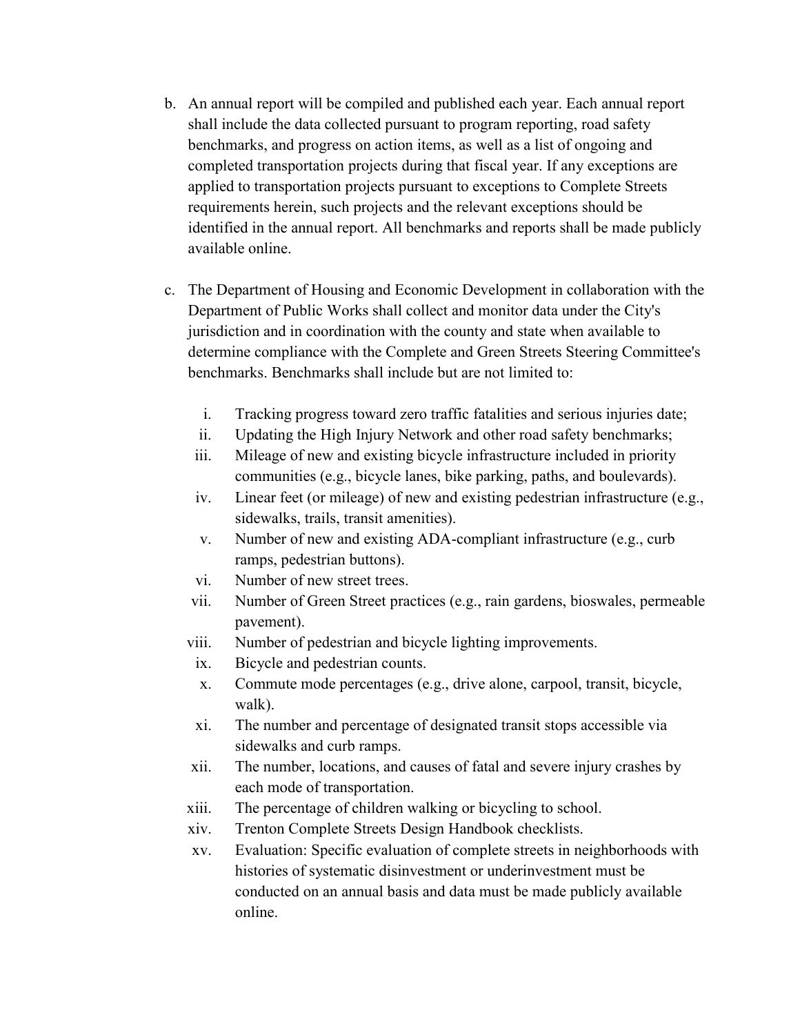b. An annual report will be compiled and published each year. Each annual report shall include the data collected pursuant to program reporting, road safety benchmarks, and progress on action items, as well as a list of ongoing and completed transportation projects during that fiscal year. If any exceptions are applied to transportation projects pursuant to exceptions to Complete Streets requirements herein, such projects and the relevant exceptions should be identified in the annual report. All benchmarks and reports shall be made publicly available online.

c. The Department of Housing and Economic Development in collaboration with the Department of Public Works shall collect and monitor data under the City's jurisdiction and in coordination with the county and state when available to determine compliance with the Complete and Green Streets Steering Committee's benchmarks. Benchmarks shall include but are not limited to:

   i. Tracking progress toward zero traffic fatalities and serious injuries date;
   ii. Updating the High Injury Network and other road safety benchmarks;
   iii. Mileage of new and existing bicycle infrastructure included in priority communities (e.g., bicycle lanes, bike parking, paths, and boulevards).
   iv. Linear feet (or mileage) of new and existing pedestrian infrastructure (e.g., sidewalks, trails, transit amenities).
   v. Number of new and existing ADA-compliant infrastructure (e.g., curb ramps, pedestrian buttons).
   vi. Number of new street trees.
   vii. Number of Green Street practices (e.g., rain gardens, bioswales, permeable pavement).
   viii. Number of pedestrian and bicycle lighting improvements.
   ix. Bicycle and pedestrian counts.
   x. Commute mode percentages (e.g., drive alone, carpool, transit, bicycle, walk).
   xi. The number and percentage of designated transit stops accessible via sidewalks and curb ramps.
   xii. The number, locations, and causes of fatal and severe injury crashes by each mode of transportation.
   xiii. The percentage of children walking or bicycling to school.
   xiv. Trenton Complete Streets Design Handbook checklists.
   xv. Evaluation: Specific evaluation of complete streets in neighborhoods with histories of systematic disinvestment or underinvestment must be conducted on an annual basis and data must be made publicly available online.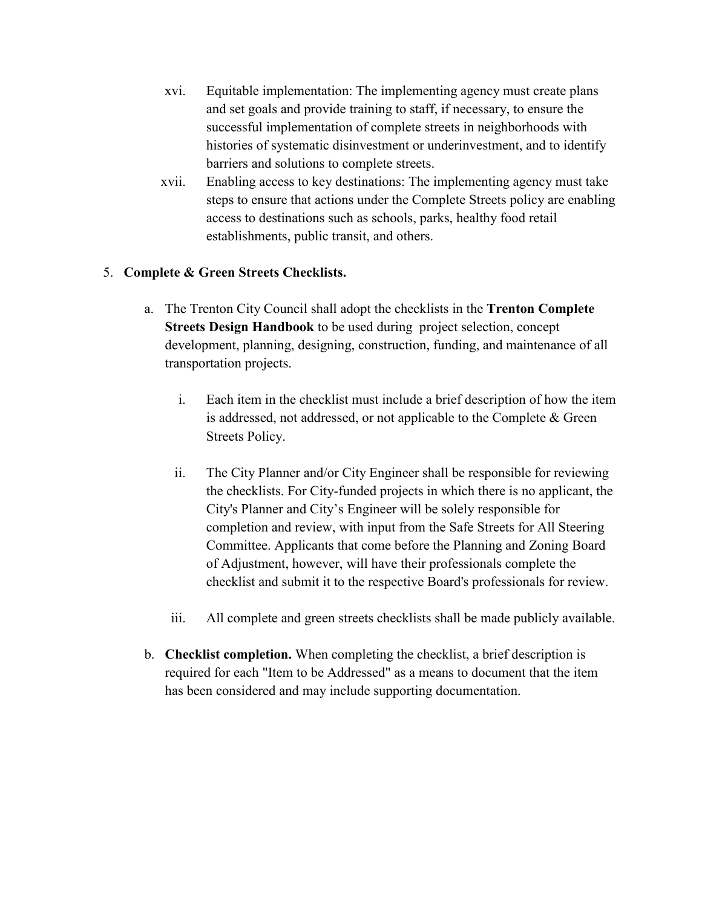xvi. Equitable implementation: The implementing agency must create plans and set goals and provide training to staff, if necessary, to ensure the successful implementation of complete streets in neighborhoods with histories of systematic disinvestment or underinvestment, and to identify barriers and solutions to complete streets.

xvii. Enabling access to key destinations: The implementing agency must take steps to ensure that actions under the Complete Streets policy are enabling access to destinations such as schools, parks, healthy food retail establishments, public transit, and others.

5. **Complete & Green Streets Checklists.**

   a. The Trenton City Council shall adopt the checklists in the **Trenton Complete Streets Design Handbook** to be used during project selection, concept development, planning, designing, construction, funding, and maintenance of all transportation projects.

      i. Each item in the checklist must include a brief description of how the item is addressed, not addressed, or not applicable to the Complete & Green Streets Policy.

      ii. The City Planner and/or City Engineer shall be responsible for reviewing the checklists. For City-funded projects in which there is no applicant, the City's Planner and City's Engineer will be solely responsible for completion and review, with input from the Safe Streets for All Steering Committee. Applicants that come before the Planning and Zoning Board of Adjustment, however, will have their professionals complete the checklist and submit it to the respective Board's professionals for review.

      iii. All complete and green streets checklists shall be made publicly available.

   b. **Checklist completion.** When completing the checklist, a brief description is required for each "Item to be Addressed" as a means to document that the item has been considered and may include supporting documentation.